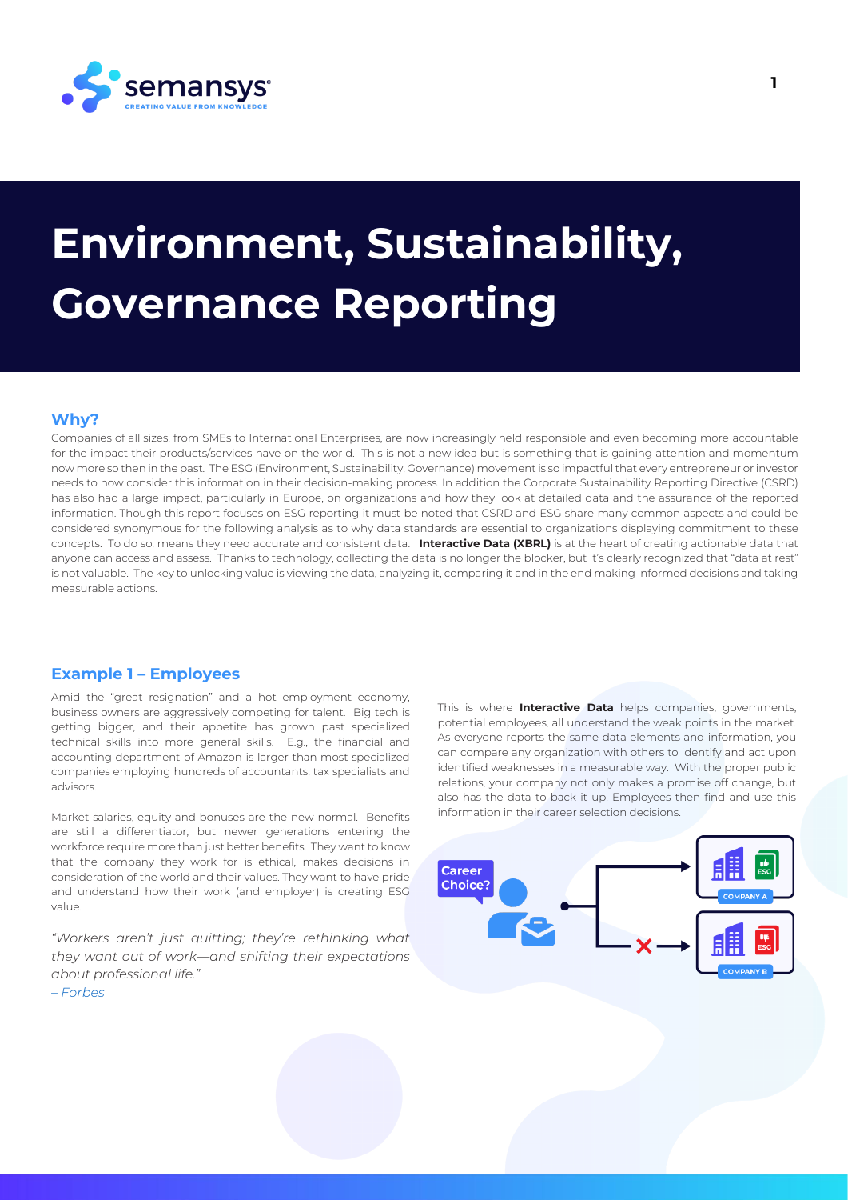# Environment, Sustainability, Governance Reporting

## Why?

Companies of all sizes, from SMEs to International Enterprises, are now increasingly held responsible and even becoming more accountable for the impact their products/services have on the world. This is not a new idea but is something that is gaining attention and momentum now more so then in the past. The ESG (Environment, Sustainability, Governance) movement is so impactful that every entrepreneur or investor needs to now consider this information in their decision-making process. In addition the Corporate Sustainability Reporting Directive (CSRD) has also had a large impact, particularly in Europe, on organizations and how they look at detailed data and the assurance of the reported information. Though this report focuses on ESG reporting it must be noted that CSRD and ESG share many common aspects and could be considered synonymous for the following analysis as to why data standards are essential to organizations displaying commitment to these concepts. To do so, means they need accurate and consistent data. **Interactive Data (XBRL)** is at the heart of creating actionable data that anyone can access and assess. Thanks to technology, collecting the data is no longer the blocker, but it's clearly recognized that "data at rest" is not valuable. The key to unlocking value is viewing the data, analyzing it, comparing it and in the end making informed decisions and taking measurable actions.

## Example 1 – Employees

Amid the "great resignation" and a hot employment economy, business owners are aggressively competing for talent. Big tech is getting bigger, and their appetite has grown past specialized technical skills into more general skills. E.g., the financial and accounting department of Amazon is larger than most specialized companies employing hundreds of accountants, tax specialists and advisors.

Market salaries, equity and bonuses are the new normal. Benefits are still a differentiator, but newer generations entering the workforce require more than just better benefits. They want to know that the company they work for is ethical, makes decisions in consideration of the world and their values. They want to have pride and understand how their work (and employer) is creating ESG value.

*"Workers aren't just quitting; they're rethinking what they want out of work—and shifting their expectations about professional life."*
*– Forbes*

This is where **Interactive Data** helps companies, governments, potential employees, all understand the weak points in the market. As everyone reports the same data elements and information, you can compare any organization with others to identify and act upon identified weaknesses in a measurable way. With the proper public relations, your company not only makes a promise off change, but also has the data to back it up. Employees then find and use this information in their career selection decisions.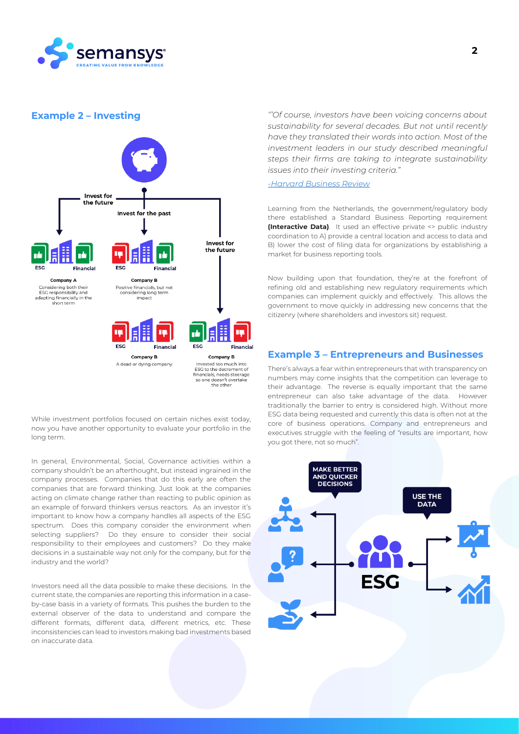## Example 2 – Investing

Invest for the future

Invest for the past

Invest for the future

ESG Financial

**Company A**
Considering both their ESG responsibility and adapting financially in the short term

ESG Financial

**Company B**
Positive financials, but not considering long term impact

ESG Financial

**Company B**
A dead or dying company

ESG Financial

**Company B**
Invested too much into ESG to the decrement of financials, needs steerage so one doesn't overtake the other

While investment portfolios focused on certain niches exist today, now you have another opportunity to evaluate your portfolio in the long term.

In general, Environmental, Social, Governance activities within a company shouldn't be an afterthought, but instead ingrained in the company processes. Companies that do this early are often the companies that are forward thinking. Just look at the companies acting on climate change rather than reacting to public opinion as an example of forward thinkers versus reactors. As an investor it's important to know how a company handles all aspects of the ESG spectrum. Does this company consider the environment when selecting suppliers? Do they ensure to consider their social responsibility to their employees and customers? Do they make decisions in a sustainable way not only for the company, but for the industry and the world?

Investors need all the data possible to make these decisions. In the current state, the companies are reporting this information in a case-by-case basis in a variety of formats. This pushes the burden to the external observer of the data to understand and compare the different formats, different data, different metrics, etc. These inconsistencies can lead to investors making bad investments based on inaccurate data.

*"Of course, investors have been voicing concerns about sustainability for several decades. But not until recently have they translated their words into action. Most of the investment leaders in our study described meaningful steps their firms are taking to integrate sustainability issues into their investing criteria."*

*-Harvard Business Review*

Learning from the Netherlands, the government/regulatory body there established a Standard Business Reporting requirement **(Interactive Data)**. It used an effective private <> public industry coordination to A) provide a central location and access to data and B) lower the cost of filing data for organizations by establishing a market for business reporting tools.

Now building upon that foundation, they're at the forefront of refining old and establishing new regulatory requirements which companies can implement quickly and effectively. This allows the government to move quickly in addressing new concerns that the citizenry (where shareholders and investors sit) request.

## Example 3 – Entrepreneurs and Businesses

There's always a fear within entrepreneurs that with transparency on numbers may come insights that the competition can leverage to their advantage. The reverse is equally important that the same entrepreneur can also take advantage of the data. However traditionally the barrier to entry is considered high. Without more ESG data being requested and currently this data is often not at the core of business operations. Company and entrepreneurs and executives struggle with the feeling of "results are important, how you got there, not so much".

MAKE BETTER AND QUICKER DECISIONS

USE THE DATA

ESG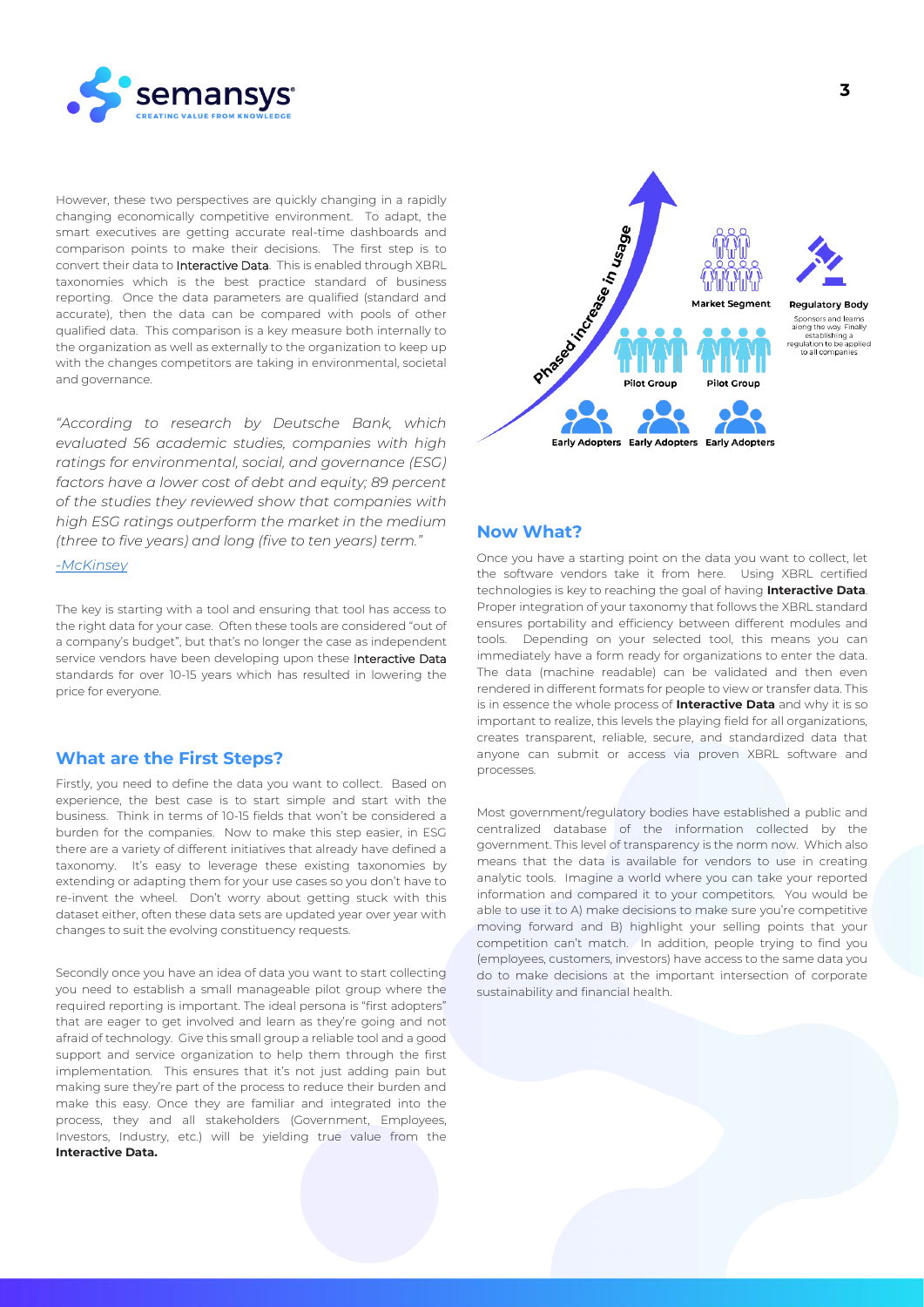However, these two perspectives are quickly changing in a rapidly changing economically competitive environment. To adapt, the smart executives are getting accurate real-time dashboards and comparison points to make their decisions. The first step is to convert their data to Interactive Data. This is enabled through XBRL taxonomies which is the best practice standard of business reporting. Once the data parameters are qualified (standard and accurate), then the data can be compared with pools of other qualified data. This comparison is a key measure both internally to the organization as well as externally to the organization to keep up with the changes competitors are taking in environmental, societal and governance.

*"According to research by Deutsche Bank, which evaluated 56 academic studies, companies with high ratings for environmental, social, and governance (ESG) factors have a lower cost of debt and equity; 89 percent of the studies they reviewed show that companies with high ESG ratings outperform the market in the medium (three to five years) and long (five to ten years) term."*

*-McKinsey*

The key is starting with a tool and ensuring that tool has access to the right data for your case. Often these tools are considered "out of a company's budget", but that's no longer the case as independent service vendors have been developing upon these Interactive Data standards for over 10-15 years which has resulted in lowering the price for everyone.

## What are the First Steps?

Firstly, you need to define the data you want to collect. Based on experience, the best case is to start simple and start with the business. Think in terms of 10-15 fields that won't be considered a burden for the companies. Now to make this step easier, in ESG there are a variety of different initiatives that already have defined a taxonomy. It's easy to leverage these existing taxonomies by extending or adapting them for your use cases so you don't have to re-invent the wheel. Don't worry about getting stuck with this dataset either, often these data sets are updated year over year with changes to suit the evolving constituency requests.

Secondly once you have an idea of data you want to start collecting you need to establish a small manageable pilot group where the required reporting is important. The ideal persona is "first adopters" that are eager to get involved and learn as they're going and not afraid of technology. Give this small group a reliable tool and a good support and service organization to help them through the first implementation. This ensures that it's not just adding pain but making sure they're part of the process to reduce their burden and make this easy. Once they are familiar and integrated into the process, they and all stakeholders (Government, Employees, Investors, Industry, etc.) will be yielding true value from the **Interactive Data.**

Phased increase in usage

Early Adopters | Early Adopters | Early Adopters

Pilot Group | Pilot Group

Market Segment

Regulatory Body

Sponsors and learns along the way. Finally establishing a regulation to be applied to all companies

## Now What?

Once you have a starting point on the data you want to collect, let the software vendors take it from here. Using XBRL certified technologies is key to reaching the goal of having **Interactive Data**. Proper integration of your taxonomy that follows the XBRL standard ensures portability and efficiency between different modules and tools. Depending on your selected tool, this means you can immediately have a form ready for organizations to enter the data. The data (machine readable) can be validated and then even rendered in different formats for people to view or transfer data. This is in essence the whole process of **Interactive Data** and why it is so important to realize, this levels the playing field for all organizations, creates transparent, reliable, secure, and standardized data that anyone can submit or access via proven XBRL software and processes.

Most government/regulatory bodies have established a public and centralized database of the information collected by the government. This level of transparency is the norm now. Which also means that the data is available for vendors to use in creating analytic tools. Imagine a world where you can take your reported information and compared it to your competitors. You would be able to use it to A) make decisions to make sure you're competitive moving forward and B) highlight your selling points that your competition can't match. In addition, people trying to find you (employees, customers, investors) have access to the same data you do to make decisions at the important intersection of corporate sustainability and financial health.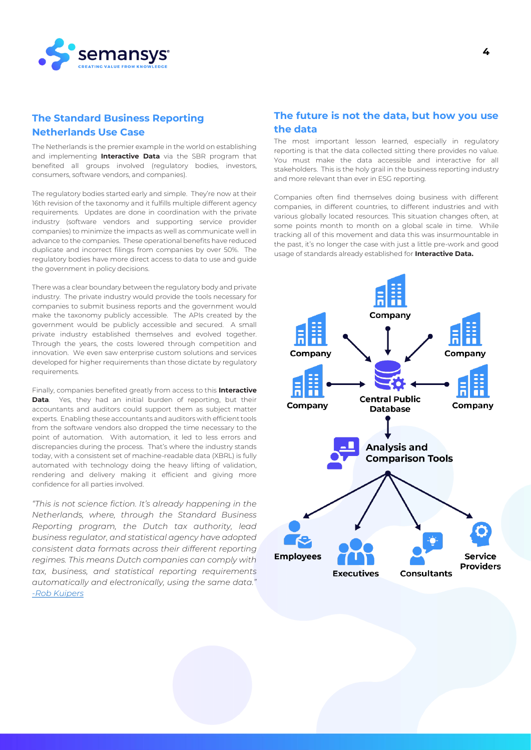## The Standard Business Reporting Netherlands Use Case

The Netherlands is the premier example in the world on establishing and implementing **Interactive Data** via the SBR program that benefited all groups involved (regulatory bodies, investors, consumers, software vendors, and companies).

The regulatory bodies started early and simple. They're now at their 16th revision of the taxonomy and it fulfills multiple different agency requirements. Updates are done in coordination with the private industry (software vendors and supporting service provider companies) to minimize the impacts as well as communicate well in advance to the companies. These operational benefits have reduced duplicate and incorrect filings from companies by over 50%. The regulatory bodies have more direct access to data to use and guide the government in policy decisions.

There was a clear boundary between the regulatory body and private industry. The private industry would provide the tools necessary for companies to submit business reports and the government would make the taxonomy publicly accessible. The APIs created by the government would be publicly accessible and secured. A small private industry established themselves and evolved together. Through the years, the costs lowered through competition and innovation. We even saw enterprise custom solutions and services developed for higher requirements than those dictate by regulatory requirements.

Finally, companies benefited greatly from access to this **Interactive Data**. Yes, they had an initial burden of reporting, but their accountants and auditors could support them as subject matter experts. Enabling these accountants and auditors with efficient tools from the software vendors also dropped the time necessary to the point of automation. With automation, it led to less errors and discrepancies during the process. That's where the industry stands today, with a consistent set of machine-readable data (XBRL) is fully automated with technology doing the heavy lifting of validation, rendering and delivery making it efficient and giving more confidence for all parties involved.

*"This is not science fiction. It's already happening in the Netherlands, where, through the Standard Business Reporting program, the Dutch tax authority, lead business regulator, and statistical agency have adopted consistent data formats across their different reporting regimes. This means Dutch companies can comply with tax, business, and statistical reporting requirements automatically and electronically, using the same data."* *-Rob Kuipers*

## The future is not the data, but how you use the data

The most important lesson learned, especially in regulatory reporting is that the data collected sitting there provides no value. You must make the data accessible and interactive for all stakeholders. This is the holy grail in the business reporting industry and more relevant than ever in ESG reporting.

Companies often find themselves doing business with different companies, in different countries, to different industries and with various globally located resources. This situation changes often, at some points month to month on a global scale in time. While tracking all of this movement and data this was insurmountable in the past, it's no longer the case with just a little pre-work and good usage of standards already established for **Interactive Data.**

Company, Company, Company, Company, Company → Central Public Database → Analysis and Comparison Tools → Employees, Executives, Consultants, Service Providers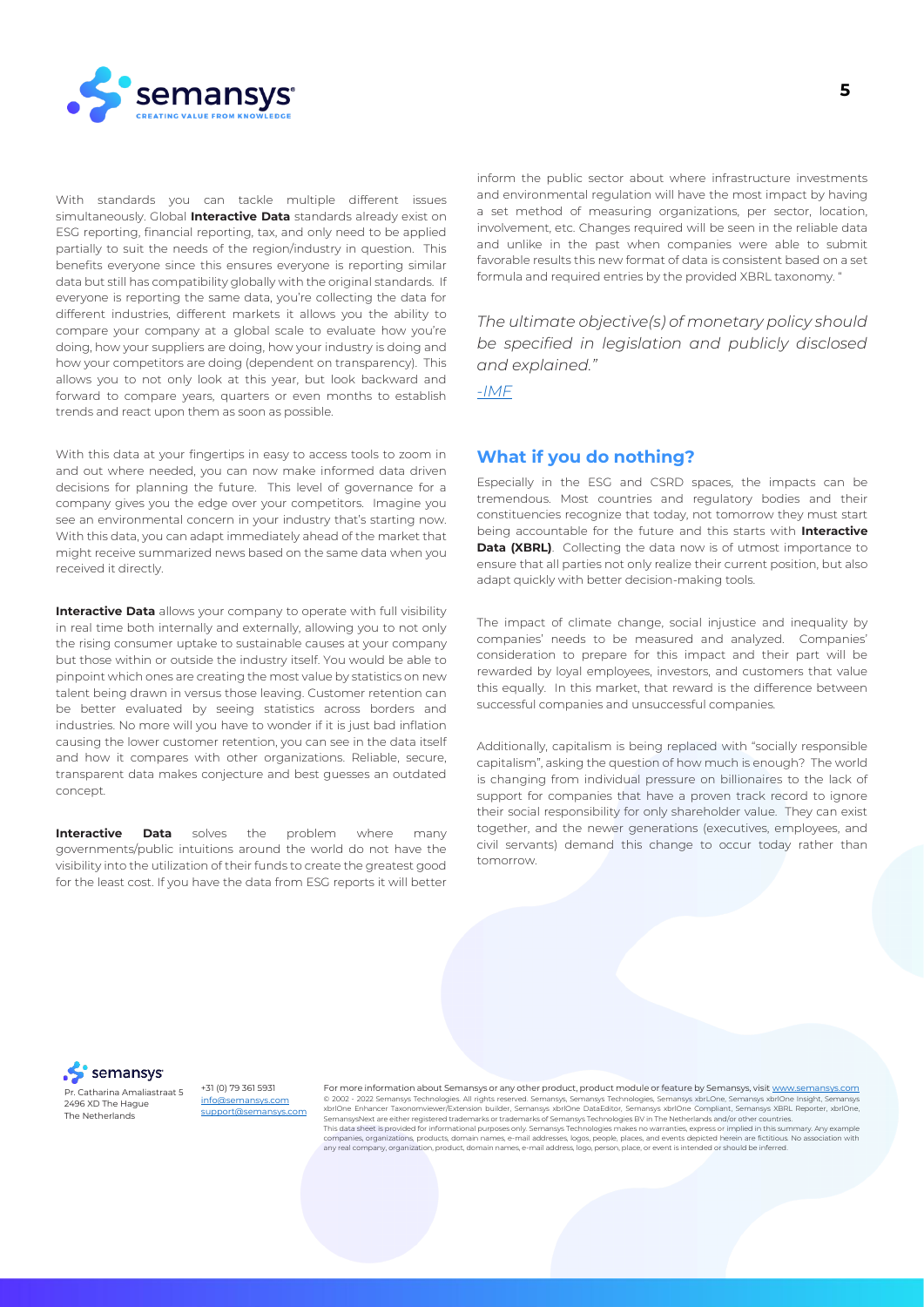With standards you can tackle multiple different issues simultaneously. Global **Interactive Data** standards already exist on ESG reporting, financial reporting, tax, and only need to be applied partially to suit the needs of the region/industry in question. This benefits everyone since this ensures everyone is reporting similar data but still has compatibility globally with the original standards. If everyone is reporting the same data, you're collecting the data for different industries, different markets it allows you the ability to compare your company at a global scale to evaluate how you're doing, how your suppliers are doing, how your industry is doing and how your competitors are doing (dependent on transparency). This allows you to not only look at this year, but look backward and forward to compare years, quarters or even months to establish trends and react upon them as soon as possible.

With this data at your fingertips in easy to access tools to zoom in and out where needed, you can now make informed data driven decisions for planning the future. This level of governance for a company gives you the edge over your competitors. Imagine you see an environmental concern in your industry that's starting now. With this data, you can adapt immediately ahead of the market that might receive summarized news based on the same data when you received it directly.

**Interactive Data** allows your company to operate with full visibility in real time both internally and externally, allowing you to not only the rising consumer uptake to sustainable causes at your company but those within or outside the industry itself. You would be able to pinpoint which ones are creating the most value by statistics on new talent being drawn in versus those leaving. Customer retention can be better evaluated by seeing statistics across borders and industries. No more will you have to wonder if it is just bad inflation causing the lower customer retention, you can see in the data itself and how it compares with other organizations. Reliable, secure, transparent data makes conjecture and best guesses an outdated concept.

**Interactive Data** solves the problem where many governments/public intuitions around the world do not have the visibility into the utilization of their funds to create the greatest good for the least cost. If you have the data from ESG reports it will better inform the public sector about where infrastructure investments and environmental regulation will have the most impact by having a set method of measuring organizations, per sector, location, involvement, etc. Changes required will be seen in the reliable data and unlike in the past when companies were able to submit favorable results this new format of data is consistent based on a set formula and required entries by the provided XBRL taxonomy. "

*The ultimate objective(s) of monetary policy should be specified in legislation and publicly disclosed and explained."*

*-IMF*

## What if you do nothing?

Especially in the ESG and CSRD spaces, the impacts can be tremendous. Most countries and regulatory bodies and their constituencies recognize that today, not tomorrow they must start being accountable for the future and this starts with **Interactive Data (XBRL)**. Collecting the data now is of utmost importance to ensure that all parties not only realize their current position, but also adapt quickly with better decision-making tools.

The impact of climate change, social injustice and inequality by companies' needs to be measured and analyzed. Companies' consideration to prepare for this impact and their part will be rewarded by loyal employees, investors, and customers that value this equally. In this market, that reward is the difference between successful companies and unsuccessful companies.

Additionally, capitalism is being replaced with "socially responsible capitalism", asking the question of how much is enough? The world is changing from individual pressure on billionaires to the lack of support for companies that have a proven track record to ignore their social responsibility for only shareholder value. They can exist together, and the newer generations (executives, employees, and civil servants) demand this change to occur today rather than tomorrow.

semansys
Pr. Catharina Amaliastraat 5
2496 XD The Hague
The Netherlands

+31 (0) 79 361 5931
info@semansys.com
support@semansys.com

For more information about Semansys or any other product, product module or feature by Semansys, visit www.semansys.com
© 2002 - 2022 Semansys Technologies. All rights reserved. Semansys, Semansys Technologies, Semansys xbrlOne, Semansys xbrlOne Insight, Semansys xbrlOne Enhancer Taxonomviewer/Extension builder, Semansys xbrlOne DataEditor, Semansys xbrlOne Compliant, Semansys XBRL Reporter, xbrlOne, SemansysNext are either registered trademarks or trademarks of Semansys Technologies BV in The Netherlands and/or other countries.
This data sheet is provided for informational purposes only. Semansys Technologies makes no warranties, express or implied in this summary. Any example companies, organizations, products, domain names, e-mail addresses, logos, people, places, and events depicted herein are fictitious. No association with any real company, organization, product, domain names, e-mail address, logo, person, place, or event is intended or should be inferred.